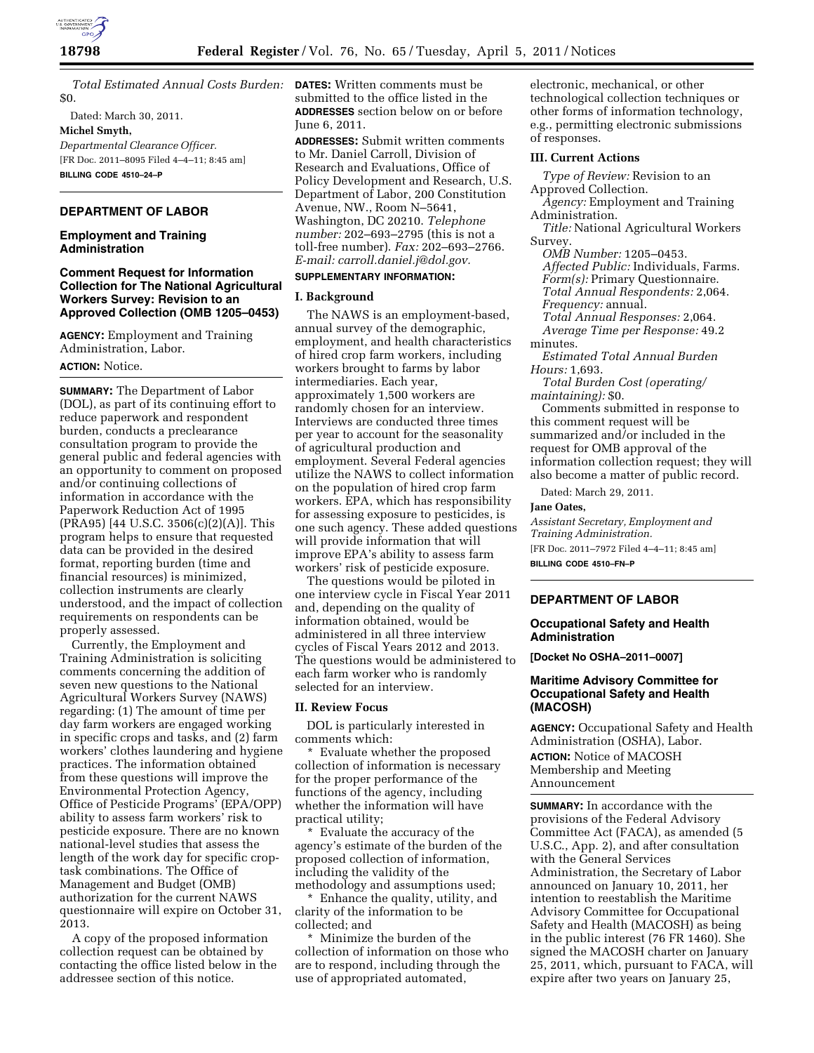*Total Estimated Annual Costs Burden:* $0.

Dated: March 30, 2011.

**Michel Smyth,**

*Departmental Clearance Officer.*

[FR Doc. 2011–8095 Filed 4–4–11; 8:45 am]

**BILLING CODE 4510–24–P**

## DEPARTMENT OF LABOR

### Employment and Training Administration

### Comment Request for Information Collection for The National Agricultural Workers Survey: Revision to an Approved Collection (OMB 1205–0453)

**AGENCY:** Employment and Training Administration, Labor.

**ACTION:** Notice.

**SUMMARY:** The Department of Labor (DOL), as part of its continuing effort to reduce paperwork and respondent burden, conducts a preclearance consultation program to provide the general public and federal agencies with an opportunity to comment on proposed and/or continuing collections of information in accordance with the Paperwork Reduction Act of 1995 (PRA95) [44 U.S.C. 3506(c)(2)(A)]. This program helps to ensure that requested data can be provided in the desired format, reporting burden (time and financial resources) is minimized, collection instruments are clearly understood, and the impact of collection requirements on respondents can be properly assessed.

Currently, the Employment and Training Administration is soliciting comments concerning the addition of seven new questions to the National Agricultural Workers Survey (NAWS) regarding: (1) The amount of time per day farm workers are engaged working in specific crops and tasks, and (2) farm workers' clothes laundering and hygiene practices. The information obtained from these questions will improve the Environmental Protection Agency, Office of Pesticide Programs' (EPA/OPP) ability to assess farm workers' risk to pesticide exposure. There are no known national-level studies that assess the length of the work day for specific crop-task combinations. The Office of Management and Budget (OMB) authorization for the current NAWS questionnaire will expire on October 31, 2013.

A copy of the proposed information collection request can be obtained by contacting the office listed below in the addressee section of this notice.

**DATES:** Written comments must be submitted to the office listed in the **ADDRESSES** section below on or before June 6, 2011.

**ADDRESSES:** Submit written comments to Mr. Daniel Carroll, Division of Research and Evaluations, Office of Policy Development and Research, U.S. Department of Labor, 200 Constitution Avenue, NW., Room N–5641, Washington, DC 20210. *Telephone number:* 202–693–2795 (this is not a toll-free number). *Fax:* 202–693–2766. *E-mail: carroll.daniel.j@dol.gov.*

**SUPPLEMENTARY INFORMATION:**

#### I. Background

The NAWS is an employment-based, annual survey of the demographic, employment, and health characteristics of hired crop farm workers, including workers brought to farms by labor intermediaries. Each year, approximately 1,500 workers are randomly chosen for an interview. Interviews are conducted three times per year to account for the seasonality of agricultural production and employment. Several Federal agencies utilize the NAWS to collect information on the population of hired crop farm workers. EPA, which has responsibility for assessing exposure to pesticides, is one such agency. These added questions will provide information that will improve EPA's ability to assess farm workers' risk of pesticide exposure.

The questions would be piloted in one interview cycle in Fiscal Year 2011 and, depending on the quality of information obtained, would be administered in all three interview cycles of Fiscal Years 2012 and 2013. The questions would be administered to each farm worker who is randomly selected for an interview.

#### II. Review Focus

DOL is particularly interested in comments which:

* Evaluate whether the proposed collection of information is necessary for the proper performance of the functions of the agency, including whether the information will have practical utility;
* Evaluate the accuracy of the agency's estimate of the burden of the proposed collection of information, including the validity of the methodology and assumptions used;
* Enhance the quality, utility, and clarity of the information to be collected; and
* Minimize the burden of the collection of information on those who are to respond, including through the use of appropriated automated, electronic, mechanical, or other technological collection techniques or other forms of information technology, e.g., permitting electronic submissions of responses.

#### III. Current Actions

*Type of Review:* Revision to an Approved Collection.

*Agency:* Employment and Training Administration.

*Title:* National Agricultural Workers Survey.

*OMB Number:* 1205–0453.

*Affected Public:* Individuals, Farms.

*Form(s):* Primary Questionnaire.

*Total Annual Respondents:* 2,064.

*Frequency:* annual.

*Total Annual Responses:* 2,064.

*Average Time per Response:* 49.2 minutes.

*Estimated Total Annual Burden Hours:* 1,693.

*Total Burden Cost (operating/maintaining):* $0.

Comments submitted in response to this comment request will be summarized and/or included in the request for OMB approval of the information collection request; they will also become a matter of public record.

Dated: March 29, 2011.

**Jane Oates,**

*Assistant Secretary, Employment and Training Administration.*

[FR Doc. 2011–7972 Filed 4–4–11; 8:45 am]

**BILLING CODE 4510–FN–P**

## DEPARTMENT OF LABOR

### Occupational Safety and Health Administration

**[Docket No OSHA–2011–0007]**

### Maritime Advisory Committee for Occupational Safety and Health (MACOSH)

**AGENCY:** Occupational Safety and Health Administration (OSHA), Labor.

**ACTION:** Notice of MACOSH Membership and Meeting Announcement

**SUMMARY:** In accordance with the provisions of the Federal Advisory Committee Act (FACA), as amended (5 U.S.C., App. 2), and after consultation with the General Services Administration, the Secretary of Labor announced on January 10, 2011, her intention to reestablish the Maritime Advisory Committee for Occupational Safety and Health (MACOSH) as being in the public interest (76 FR 1460). She signed the MACOSH charter on January 25, 2011, which, pursuant to FACA, will expire after two years on January 25,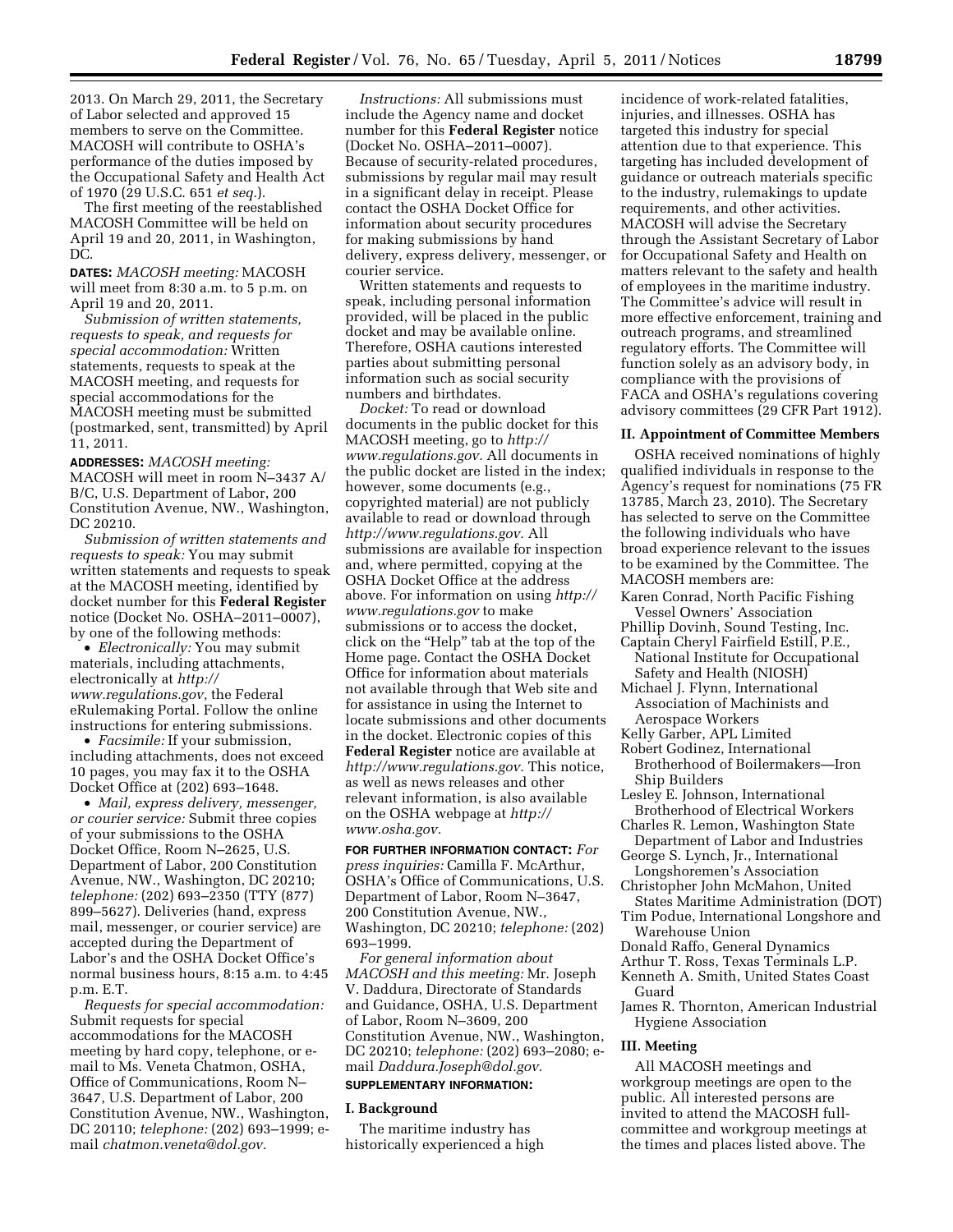2013. On March 29, 2011, the Secretary of Labor selected and approved 15 members to serve on the Committee. MACOSH will contribute to OSHA's performance of the duties imposed by the Occupational Safety and Health Act of 1970 (29 U.S.C. 651 *et seq.*).

The first meeting of the reestablished MACOSH Committee will be held on April 19 and 20, 2011, in Washington, DC.

**DATES:** *MACOSH meeting:* MACOSH will meet from 8:30 a.m. to 5 p.m. on April 19 and 20, 2011.

*Submission of written statements, requests to speak, and requests for special accommodation:* Written statements, requests to speak at the MACOSH meeting, and requests for special accommodations for the MACOSH meeting must be submitted (postmarked, sent, transmitted) by April 11, 2011.

**ADDRESSES:** *MACOSH meeting:* MACOSH will meet in room N–3437 A/B/C, U.S. Department of Labor, 200 Constitution Avenue, NW., Washington, DC 20210.

*Submission of written statements and requests to speak:* You may submit written statements and requests to speak at the MACOSH meeting, identified by docket number for this **Federal Register** notice (Docket No. OSHA–2011–0007), by one of the following methods:

- *Electronically:* You may submit materials, including attachments, electronically at *http://www.regulations.gov,* the Federal eRulemaking Portal. Follow the online instructions for entering submissions.
- *Facsimile:* If your submission, including attachments, does not exceed 10 pages, you may fax it to the OSHA Docket Office at (202) 693–1648.
- *Mail, express delivery, messenger, or courier service:* Submit three copies of your submissions to the OSHA Docket Office, Room N–2625, U.S. Department of Labor, 200 Constitution Avenue, NW., Washington, DC 20210; *telephone:* (202) 693–2350 (TTY (877) 899–5627). Deliveries (hand, express mail, messenger, or courier service) are accepted during the Department of Labor's and the OSHA Docket Office's normal business hours, 8:15 a.m. to 4:45 p.m. E.T.

*Requests for special accommodation:* Submit requests for special accommodations for the MACOSH meeting by hard copy, telephone, or e-mail to Ms. Veneta Chatmon, OSHA, Office of Communications, Room N–3647, U.S. Department of Labor, 200 Constitution Avenue, NW., Washington, DC 20110; *telephone:* (202) 693–1999; e-mail *chatmon.veneta@dol.gov.*

*Instructions:* All submissions must include the Agency name and docket number for this **Federal Register** notice (Docket No. OSHA–2011–0007). Because of security-related procedures, submissions by regular mail may result in a significant delay in receipt. Please contact the OSHA Docket Office for information about security procedures for making submissions by hand delivery, express delivery, messenger, or courier service.

Written statements and requests to speak, including personal information provided, will be placed in the public docket and may be available online. Therefore, OSHA cautions interested parties about submitting personal information such as social security numbers and birthdates.

*Docket:* To read or download documents in the public docket for this MACOSH meeting, go to *http://www.regulations.gov.* All documents in the public docket are listed in the index; however, some documents (e.g., copyrighted material) are not publicly available to read or download through *http://www.regulations.gov.* All submissions are available for inspection and, where permitted, copying at the OSHA Docket Office at the address above. For information on using *http://www.regulations.gov* to make submissions or to access the docket, click on the "Help" tab at the top of the Home page. Contact the OSHA Docket Office for information about materials not available through that Web site and for assistance in using the Internet to locate submissions and other documents in the docket. Electronic copies of this **Federal Register** notice are available at *http://www.regulations.gov.* This notice, as well as news releases and other relevant information, is also available on the OSHA webpage at *http://www.osha.gov.*

**FOR FURTHER INFORMATION CONTACT:** *For press inquiries:* Camilla F. McArthur, OSHA's Office of Communications, U.S. Department of Labor, Room N–3647, 200 Constitution Avenue, NW., Washington, DC 20210; *telephone:* (202) 693–1999.

*For general information about MACOSH and this meeting:* Mr. Joseph V. Daddura, Directorate of Standards and Guidance, OSHA, U.S. Department of Labor, Room N–3609, 200 Constitution Avenue, NW., Washington, DC 20210; *telephone:* (202) 693–2080; e-mail *Daddura.Joseph@dol.gov.*

**SUPPLEMENTARY INFORMATION:**

## I. Background

The maritime industry has historically experienced a high incidence of work-related fatalities, injuries, and illnesses. OSHA has targeted this industry for special attention due to that experience. This targeting has included development of guidance or outreach materials specific to the industry, rulemakings to update requirements, and other activities. MACOSH will advise the Secretary through the Assistant Secretary of Labor for Occupational Safety and Health on matters relevant to the safety and health of employees in the maritime industry. The Committee's advice will result in more effective enforcement, training and outreach programs, and streamlined regulatory efforts. The Committee will function solely as an advisory body, in compliance with the provisions of FACA and OSHA's regulations covering advisory committees (29 CFR Part 1912).

## II. Appointment of Committee Members

OSHA received nominations of highly qualified individuals in response to the Agency's request for nominations (75 FR 13785, March 23, 2010). The Secretary has selected to serve on the Committee the following individuals who have broad experience relevant to the issues to be examined by the Committee. The MACOSH members are:

Karen Conrad, North Pacific Fishing Vessel Owners' Association
Phillip Dovinh, Sound Testing, Inc.
Captain Cheryl Fairfield Estill, P.E., National Institute for Occupational Safety and Health (NIOSH)
Michael J. Flynn, International Association of Machinists and Aerospace Workers
Kelly Garber, APL Limited
Robert Godinez, International Brotherhood of Boilermakers—Iron Ship Builders
Lesley E. Johnson, International Brotherhood of Electrical Workers
Charles R. Lemon, Washington State Department of Labor and Industries
George S. Lynch, Jr., International Longshoremen's Association
Christopher John McMahon, United States Maritime Administration (DOT)
Tim Podue, International Longshore and Warehouse Union
Donald Raffo, General Dynamics
Arthur T. Ross, Texas Terminals L.P.
Kenneth A. Smith, United States Coast Guard
James R. Thornton, American Industrial Hygiene Association

## III. Meeting

All MACOSH meetings and workgroup meetings are open to the public. All interested persons are invited to attend the MACOSH full-committee and workgroup meetings at the times and places listed above. The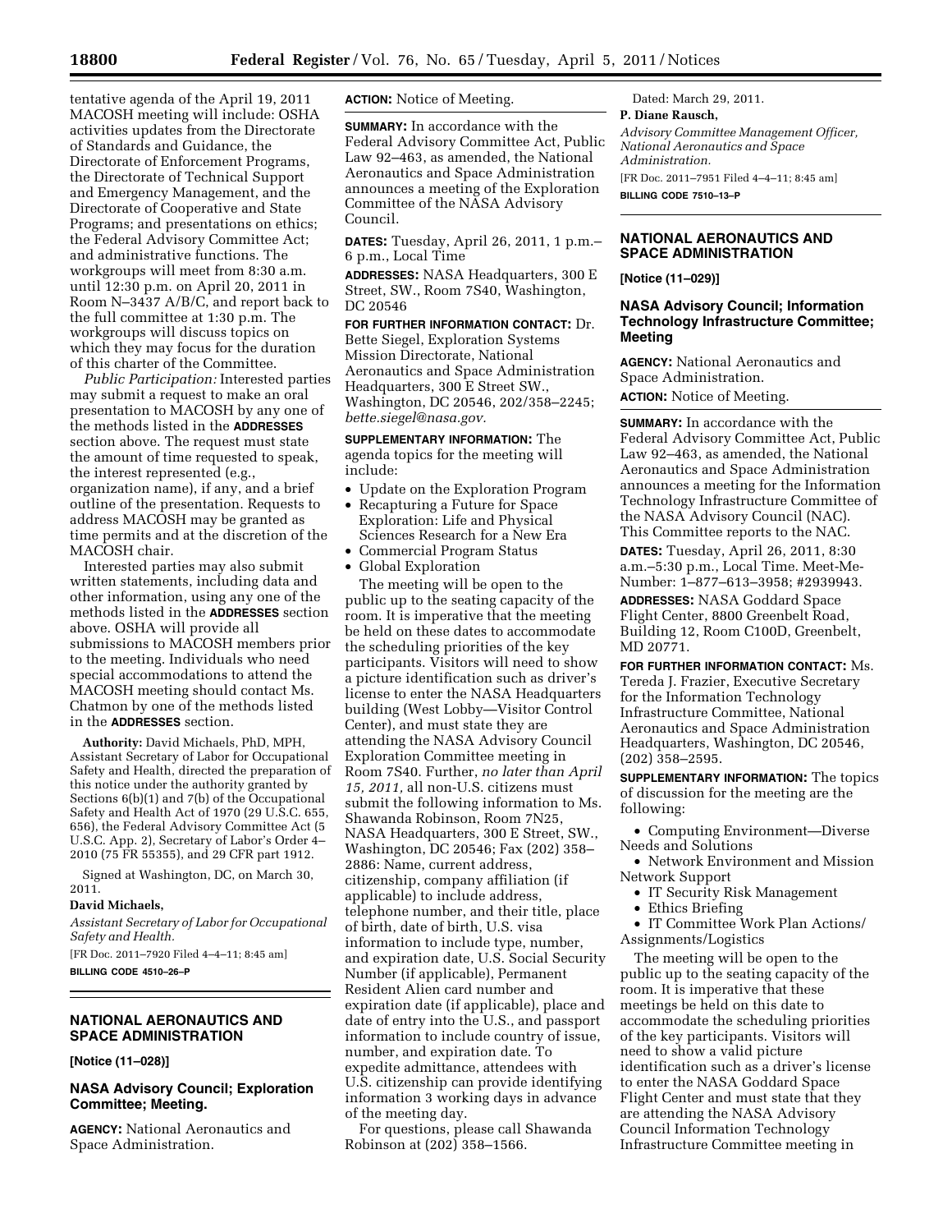tentative agenda of the April 19, 2011 MACOSH meeting will include: OSHA activities updates from the Directorate of Standards and Guidance, the Directorate of Enforcement Programs, the Directorate of Technical Support and Emergency Management, and the Directorate of Cooperative and State Programs; and presentations on ethics; the Federal Advisory Committee Act; and administrative functions. The workgroups will meet from 8:30 a.m. until 12:30 p.m. on April 20, 2011 in Room N–3437 A/B/C, and report back to the full committee at 1:30 p.m. The workgroups will discuss topics on which they may focus for the duration of this charter of the Committee.

*Public Participation:* Interested parties may submit a request to make an oral presentation to MACOSH by any one of the methods listed in the **ADDRESSES** section above. The request must state the amount of time requested to speak, the interest represented (e.g., organization name), if any, and a brief outline of the presentation. Requests to address MACOSH may be granted as time permits and at the discretion of the MACOSH chair.

Interested parties may also submit written statements, including data and other information, using any one of the methods listed in the **ADDRESSES** section above. OSHA will provide all submissions to MACOSH members prior to the meeting. Individuals who need special accommodations to attend the MACOSH meeting should contact Ms. Chatmon by one of the methods listed in the **ADDRESSES** section.

**Authority:** David Michaels, PhD, MPH, Assistant Secretary of Labor for Occupational Safety and Health, directed the preparation of this notice under the authority granted by Sections 6(b)(1) and 7(b) of the Occupational Safety and Health Act of 1970 (29 U.S.C. 655, 656), the Federal Advisory Committee Act (5 U.S.C. App. 2), Secretary of Labor's Order 4–2010 (75 FR 55355), and 29 CFR part 1912.

Signed at Washington, DC, on March 30, 2011.

**David Michaels,**

*Assistant Secretary of Labor for Occupational Safety and Health.*

[FR Doc. 2011–7920 Filed 4–4–11; 8:45 am]

**BILLING CODE 4510–26–P**

## NATIONAL AERONAUTICS AND SPACE ADMINISTRATION

**[Notice (11–028)]**

### NASA Advisory Council; Exploration Committee; Meeting.

**AGENCY:** National Aeronautics and Space Administration.

**ACTION:** Notice of Meeting.

**SUMMARY:** In accordance with the Federal Advisory Committee Act, Public Law 92–463, as amended, the National Aeronautics and Space Administration announces a meeting of the Exploration Committee of the NASA Advisory Council.

**DATES:** Tuesday, April 26, 2011, 1 p.m.–6 p.m., Local Time

**ADDRESSES:** NASA Headquarters, 300 E Street, SW., Room 7S40, Washington, DC 20546

**FOR FURTHER INFORMATION CONTACT:** Dr. Bette Siegel, Exploration Systems Mission Directorate, National Aeronautics and Space Administration Headquarters, 300 E Street SW., Washington, DC 20546, 202/358–2245; *bette.siegel@nasa.gov.*

**SUPPLEMENTARY INFORMATION:** The agenda topics for the meeting will include:

- Update on the Exploration Program
- Recapturing a Future for Space Exploration: Life and Physical Sciences Research for a New Era
- Commercial Program Status
- Global Exploration

The meeting will be open to the public up to the seating capacity of the room. It is imperative that the meeting be held on these dates to accommodate the scheduling priorities of the key participants. Visitors will need to show a picture identification such as driver's license to enter the NASA Headquarters building (West Lobby—Visitor Control Center), and must state they are attending the NASA Advisory Council Exploration Committee meeting in Room 7S40. Further, *no later than April 15, 2011,* all non-U.S. citizens must submit the following information to Ms. Shawanda Robinson, Room 7N25, NASA Headquarters, 300 E Street, SW., Washington, DC 20546; Fax (202) 358–2886: Name, current address, citizenship, company affiliation (if applicable) to include address, telephone number, and their title, place of birth, date of birth, U.S. visa information to include type, number, and expiration date, U.S. Social Security Number (if applicable), Permanent Resident Alien card number and expiration date (if applicable), place and date of entry into the U.S., and passport information to include country of issue, number, and expiration date. To expedite admittance, attendees with U.S. citizenship can provide identifying information 3 working days in advance of the meeting day.

For questions, please call Shawanda Robinson at (202) 358–1566.

Dated: March 29, 2011.

**P. Diane Rausch,**

*Advisory Committee Management Officer, National Aeronautics and Space Administration.*

[FR Doc. 2011–7951 Filed 4–4–11; 8:45 am]

**BILLING CODE 7510–13–P**

## NATIONAL AERONAUTICS AND SPACE ADMINISTRATION

**[Notice (11–029)]**

### NASA Advisory Council; Information Technology Infrastructure Committee; Meeting

**AGENCY:** National Aeronautics and Space Administration.

**ACTION:** Notice of Meeting.

**SUMMARY:** In accordance with the Federal Advisory Committee Act, Public Law 92–463, as amended, the National Aeronautics and Space Administration announces a meeting for the Information Technology Infrastructure Committee of the NASA Advisory Council (NAC). This Committee reports to the NAC.

**DATES:** Tuesday, April 26, 2011, 8:30 a.m.–5:30 p.m., Local Time. Meet-Me-Number: 1–877–613–3958; #2939943.

**ADDRESSES:** NASA Goddard Space Flight Center, 8800 Greenbelt Road, Building 12, Room C100D, Greenbelt, MD 20771.

**FOR FURTHER INFORMATION CONTACT:** Ms. Tereda J. Frazier, Executive Secretary for the Information Technology Infrastructure Committee, National Aeronautics and Space Administration Headquarters, Washington, DC 20546, (202) 358–2595.

**SUPPLEMENTARY INFORMATION:** The topics of discussion for the meeting are the following:

- Computing Environment—Diverse Needs and Solutions
- Network Environment and Mission Network Support
- IT Security Risk Management
- Ethics Briefing
- IT Committee Work Plan Actions/Assignments/Logistics

The meeting will be open to the public up to the seating capacity of the room. It is imperative that these meetings be held on this date to accommodate the scheduling priorities of the key participants. Visitors will need to show a valid picture identification such as a driver's license to enter the NASA Goddard Space Flight Center and must state that they are attending the NASA Advisory Council Information Technology Infrastructure Committee meeting in